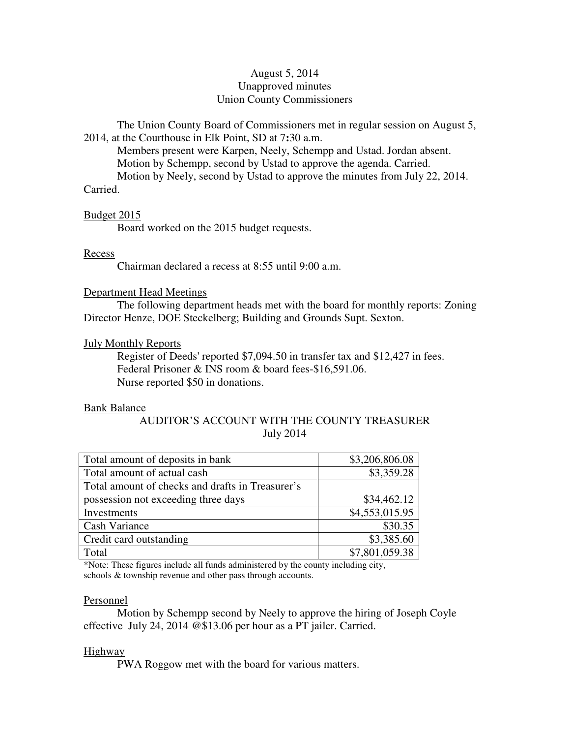August 5, 2014
Unapproved minutes
Union County Commissioners

The Union County Board of Commissioners met in regular session on August 5, 2014, at the Courthouse in Elk Point, SD at 7:30 a.m.

Members present were Karpen, Neely, Schempp and Ustad. Jordan absent.

Motion by Schempp, second by Ustad to approve the agenda. Carried.

Motion by Neely, second by Ustad to approve the minutes from July 22, 2014. Carried.

<u>Budget 2015</u>

Board worked on the 2015 budget requests.

<u>Recess</u>

Chairman declared a recess at 8:55 until 9:00 a.m.

<u>Department Head Meetings</u>

The following department heads met with the board for monthly reports: Zoning Director Henze, DOE Steckelberg; Building and Grounds Supt. Sexton.

<u>July Monthly Reports</u>

Register of Deeds' reported $7,094.50 in transfer tax and $12,427 in fees.

Federal Prisoner & INS room & board fees-$16,591.06.

Nurse reported $50 in donations.

<u>Bank Balance</u>

AUDITOR'S ACCOUNT WITH THE COUNTY TREASURER
July 2014

| | |
|---|---|
| Total amount of deposits in bank | $3,206,806.08 |
| Total amount of actual cash | $3,359.28 |
| Total amount of checks and drafts in Treasurer's possession not exceeding three days | $34,462.12 |
| Investments | $4,553,015.95 |
| Cash Variance | $30.35 |
| Credit card outstanding | $3,385.60 |
| Total | $7,801,059.38 |

*Note: These figures include all funds administered by the county including city, schools & township revenue and other pass through accounts.

<u>Personnel</u>

Motion by Schempp second by Neely to approve the hiring of Joseph Coyle effective July 24, 2014 @$13.06 per hour as a PT jailer. Carried.

<u>Highway</u>

PWA Roggow met with the board for various matters.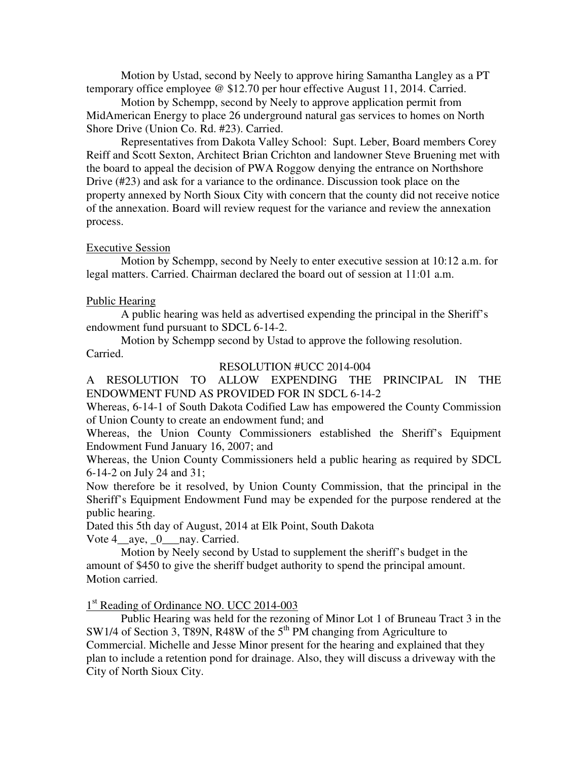Motion by Ustad, second by Neely to approve hiring Samantha Langley as a PT temporary office employee @ $12.70 per hour effective August 11, 2014. Carried.

Motion by Schempp, second by Neely to approve application permit from MidAmerican Energy to place 26 underground natural gas services to homes on North Shore Drive (Union Co. Rd. #23). Carried.

Representatives from Dakota Valley School: Supt. Leber, Board members Corey Reiff and Scott Sexton, Architect Brian Crichton and landowner Steve Bruening met with the board to appeal the decision of PWA Roggow denying the entrance on Northshore Drive (#23) and ask for a variance to the ordinance. Discussion took place on the property annexed by North Sioux City with concern that the county did not receive notice of the annexation. Board will review request for the variance and review the annexation process.

Executive Session

Motion by Schempp, second by Neely to enter executive session at 10:12 a.m. for legal matters. Carried. Chairman declared the board out of session at 11:01 a.m.

Public Hearing

A public hearing was held as advertised expending the principal in the Sheriff's endowment fund pursuant to SDCL 6-14-2.

Motion by Schempp second by Ustad to approve the following resolution. Carried.

RESOLUTION #UCC 2014-004

A RESOLUTION TO ALLOW EXPENDING THE PRINCIPAL IN THE ENDOWMENT FUND AS PROVIDED FOR IN SDCL 6-14-2

Whereas, 6-14-1 of South Dakota Codified Law has empowered the County Commission of Union County to create an endowment fund; and

Whereas, the Union County Commissioners established the Sheriff's Equipment Endowment Fund January 16, 2007; and

Whereas, the Union County Commissioners held a public hearing as required by SDCL 6-14-2 on July 24 and 31;

Now therefore be it resolved, by Union County Commission, that the principal in the Sheriff's Equipment Endowment Fund may be expended for the purpose rendered at the public hearing.

Dated this 5th day of August, 2014 at Elk Point, South Dakota

Vote 4__aye, _0___nay. Carried.

Motion by Neely second by Ustad to supplement the sheriff's budget in the amount of $450 to give the sheriff budget authority to spend the principal amount. Motion carried.

1st Reading of Ordinance NO. UCC 2014-003

Public Hearing was held for the rezoning of Minor Lot 1 of Bruneau Tract 3 in the SW1/4 of Section 3, T89N, R48W of the 5th PM changing from Agriculture to Commercial. Michelle and Jesse Minor present for the hearing and explained that they plan to include a retention pond for drainage. Also, they will discuss a driveway with the City of North Sioux City.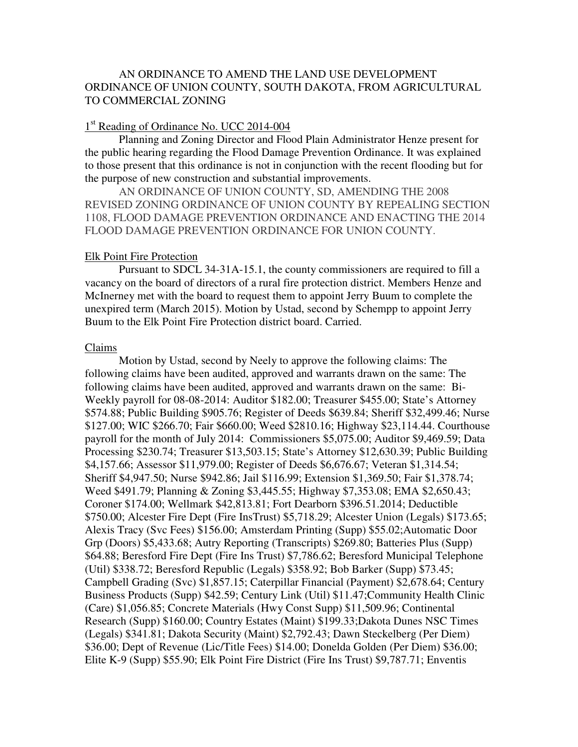AN ORDINANCE TO AMEND THE LAND USE DEVELOPMENT ORDINANCE OF UNION COUNTY, SOUTH DAKOTA, FROM AGRICULTURAL TO COMMERCIAL ZONING

1st Reading of Ordinance No. UCC 2014-004

Planning and Zoning Director and Flood Plain Administrator Henze present for the public hearing regarding the Flood Damage Prevention Ordinance. It was explained to those present that this ordinance is not in conjunction with the recent flooding but for the purpose of new construction and substantial improvements.

AN ORDINANCE OF UNION COUNTY, SD, AMENDING THE 2008 REVISED ZONING ORDINANCE OF UNION COUNTY BY REPEALING SECTION 1108, FLOOD DAMAGE PREVENTION ORDINANCE AND ENACTING THE 2014 FLOOD DAMAGE PREVENTION ORDINANCE FOR UNION COUNTY.

Elk Point Fire Protection

Pursuant to SDCL 34-31A-15.1, the county commissioners are required to fill a vacancy on the board of directors of a rural fire protection district. Members Henze and McInerney met with the board to request them to appoint Jerry Buum to complete the unexpired term (March 2015). Motion by Ustad, second by Schempp to appoint Jerry Buum to the Elk Point Fire Protection district board. Carried.

Claims

Motion by Ustad, second by Neely to approve the following claims: The following claims have been audited, approved and warrants drawn on the same: The following claims have been audited, approved and warrants drawn on the same: Bi-Weekly payroll for 08-08-2014: Auditor $182.00; Treasurer $455.00; State's Attorney $574.88; Public Building $905.76; Register of Deeds $639.84; Sheriff $32,499.46; Nurse $127.00; WIC $266.70; Fair $660.00; Weed $2810.16; Highway $23,114.44. Courthouse payroll for the month of July 2014: Commissioners $5,075.00; Auditor $9,469.59; Data Processing $230.74; Treasurer $13,503.15; State's Attorney $12,630.39; Public Building $4,157.66; Assessor $11,979.00; Register of Deeds $6,676.67; Veteran $1,314.54; Sheriff $4,947.50; Nurse $942.86; Jail $116.99; Extension $1,369.50; Fair $1,378.74; Weed $491.79; Planning & Zoning $3,445.55; Highway $7,353.08; EMA $2,650.43; Coroner $174.00; Wellmark $42,813.81; Fort Dearborn $396.51.2014; Deductible $750.00; Alcester Fire Dept (Fire InsTrust) $5,718.29; Alcester Union (Legals) $173.65; Alexis Tracy (Svc Fees) $156.00; Amsterdam Printing (Supp) $55.02;Automatic Door Grp (Doors) $5,433.68; Autry Reporting (Transcripts) $269.80; Batteries Plus (Supp) $64.88; Beresford Fire Dept (Fire Ins Trust) $7,786.62; Beresford Municipal Telephone (Util) $338.72; Beresford Republic (Legals) $358.92; Bob Barker (Supp) $73.45; Campbell Grading (Svc) $1,857.15; Caterpillar Financial (Payment) $2,678.64; Century Business Products (Supp) $42.59; Century Link (Util) $11.47;Community Health Clinic (Care) $1,056.85; Concrete Materials (Hwy Const Supp) $11,509.96; Continental Research (Supp) $160.00; Country Estates (Maint) $199.33;Dakota Dunes NSC Times (Legals) $341.81; Dakota Security (Maint) $2,792.43; Dawn Steckelberg (Per Diem) $36.00; Dept of Revenue (Lic/Title Fees) $14.00; Donelda Golden (Per Diem) $36.00; Elite K-9 (Supp) $55.90; Elk Point Fire District (Fire Ins Trust) $9,787.71; Enventis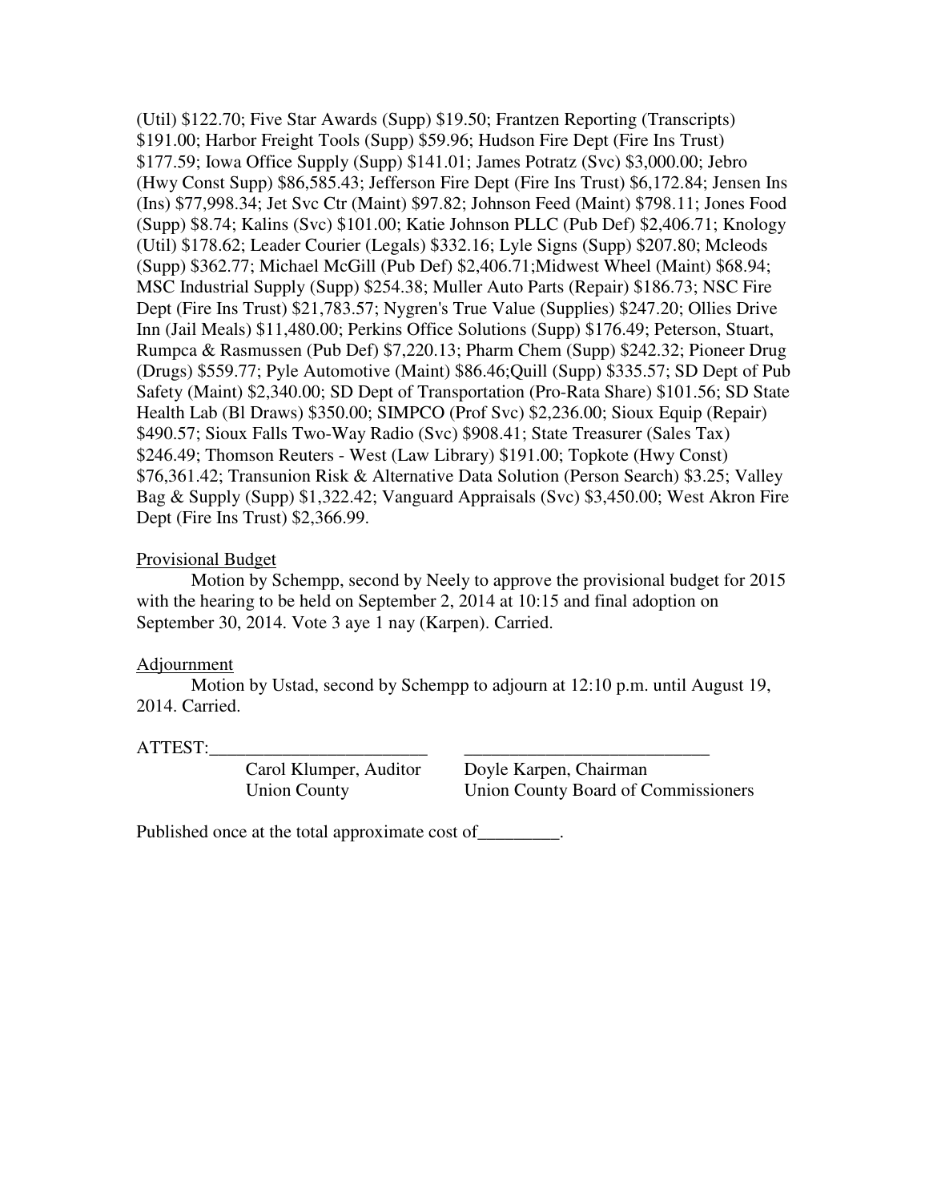(Util) $122.70; Five Star Awards (Supp) $19.50; Frantzen Reporting (Transcripts) $191.00; Harbor Freight Tools (Supp) $59.96; Hudson Fire Dept (Fire Ins Trust) $177.59; Iowa Office Supply (Supp) $141.01; James Potratz (Svc) $3,000.00; Jebro (Hwy Const Supp) $86,585.43; Jefferson Fire Dept (Fire Ins Trust) $6,172.84; Jensen Ins (Ins) $77,998.34; Jet Svc Ctr (Maint) $97.82; Johnson Feed (Maint) $798.11; Jones Food (Supp) $8.74; Kalins (Svc) $101.00; Katie Johnson PLLC (Pub Def) $2,406.71; Knology (Util) $178.62; Leader Courier (Legals) $332.16; Lyle Signs (Supp) $207.80; Mcleods (Supp) $362.77; Michael McGill (Pub Def) $2,406.71;Midwest Wheel (Maint) $68.94; MSC Industrial Supply (Supp) $254.38; Muller Auto Parts (Repair) $186.73; NSC Fire Dept (Fire Ins Trust) $21,783.57; Nygren's True Value (Supplies) $247.20; Ollies Drive Inn (Jail Meals) $11,480.00; Perkins Office Solutions (Supp) $176.49; Peterson, Stuart, Rumpca & Rasmussen (Pub Def) $7,220.13; Pharm Chem (Supp) $242.32; Pioneer Drug (Drugs) $559.77; Pyle Automotive (Maint) $86.46;Quill (Supp) $335.57; SD Dept of Pub Safety (Maint) $2,340.00; SD Dept of Transportation (Pro-Rata Share) $101.56; SD State Health Lab (Bl Draws) $350.00; SIMPCO (Prof Svc) $2,236.00; Sioux Equip (Repair) $490.57; Sioux Falls Two-Way Radio (Svc) $908.41; State Treasurer (Sales Tax) $246.49; Thomson Reuters - West (Law Library) $191.00; Topkote (Hwy Const) $76,361.42; Transunion Risk & Alternative Data Solution (Person Search) $3.25; Valley Bag & Supply (Supp) $1,322.42; Vanguard Appraisals (Svc) $3,450.00; West Akron Fire Dept (Fire Ins Trust) $2,366.99.

Provisional Budget

Motion by Schempp, second by Neely to approve the provisional budget for 2015 with the hearing to be held on September 2, 2014 at 10:15 and final adoption on September 30, 2014. Vote 3 aye 1 nay (Karpen). Carried.

Adjournment

Motion by Ustad, second by Schempp to adjourn at 12:10 p.m. until August 19, 2014. Carried.

ATTEST:________________________ ___________________________

Carol Klumper, Auditor — Doyle Karpen, Chairman

Union County — Union County Board of Commissioners

Published once at the total approximate cost of_________.